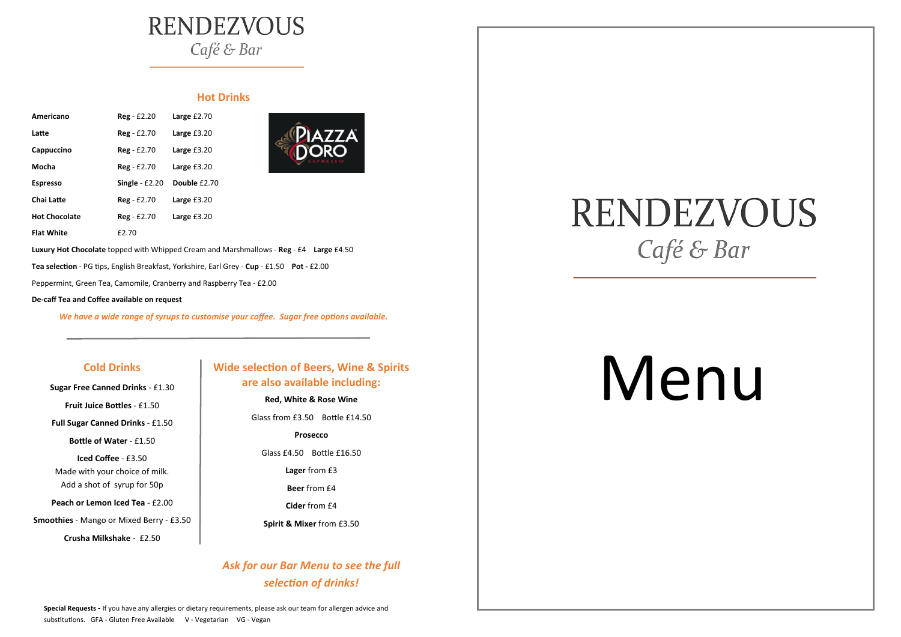# RENDEZVOUS

*Café & Bar*

## Hot Drinks

| | | |
|---|---|---|
| **Americano** | **Reg** - £2.20 | **Large** £2.70 |
| **Latte** | **Reg** - £2.70 | **Large** £3.20 |
| **Cappuccino** | **Reg** - £2.70 | **Large** £3.20 |
| **Mocha** | **Reg** - £2.70 | **Large** £3.20 |
| **Espresso** | **Single** - £2.20 | **Double** £2.70 |
| **Chai Latte** | **Reg** - £2.70 | **Large** £3.20 |
| **Hot Chocolate** | **Reg** - £2.70 | **Large** £3.20 |
| **Flat White** | £2.70 | |

**Luxury Hot Chocolate** topped with Whipped Cream and Marshmallows - **Reg** - £4 **Large** £4.50

**Tea selection** - PG tips, English Breakfast, Yorkshire, Earl Grey - **Cup** - £1.50 **Pot -** £2.00

Peppermint, Green Tea, Camomile, Cranberry and Raspberry Tea - £2.00

**De-caff Tea and Coffee available on request**

***We have a wide range of syrups to customise your coffee. Sugar free options available.***

## Cold Drinks

**Sugar Free Canned Drinks** - £1.30

**Fruit Juice Bottles** - £1.50

**Full Sugar Canned Drinks** - £1.50

**Bottle of Water** - £1.50

**Iced Coffee** - £3.50
Made with your choice of milk.
Add a shot of syrup for 50p

**Peach or Lemon Iced Tea** - £2.00

**Smoothies** - Mango or Mixed Berry - £3.50

**Crusha Milkshake** - £2.50

## Wide selection of Beers, Wine & Spirits are also available including:

**Red, White & Rose Wine**

Glass from £3.50 Bottle £14.50

**Prosecco**

Glass £4.50 Bottle £16.50

**Lager** from £3

**Beer** from £4

**Cider** from £4

**Spirit & Mixer** from £3.50

***Ask for our Bar Menu to see the full selection of drinks!***

**Special Requests -** If you have any allergies or dietary requirements, please ask our team for allergen advice and substitutions. GFA - Gluten Free Available V - Vegetarian VG - Vegan

# RENDEZVOUS

*Café & Bar*

# Menu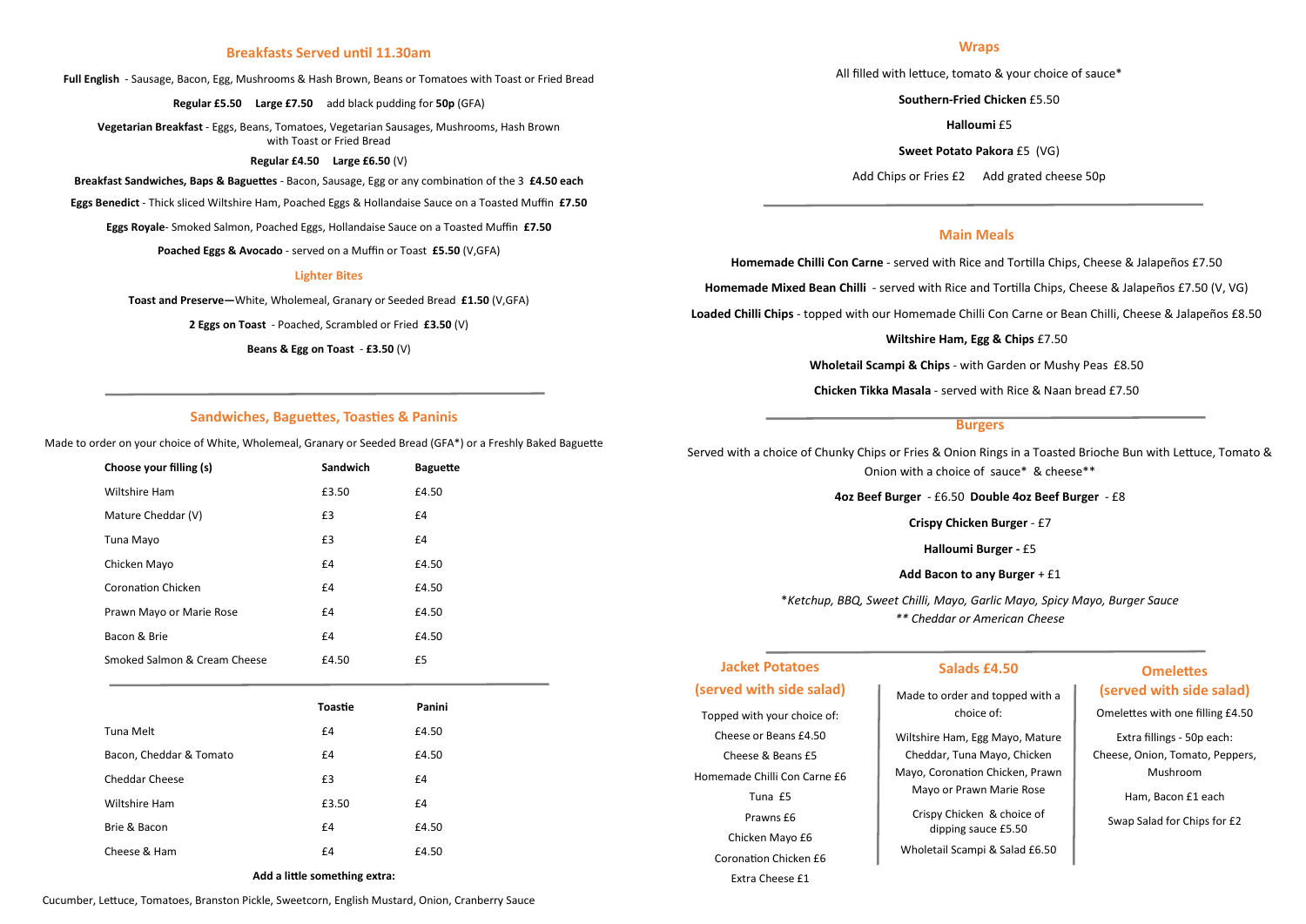## Breakfasts Served until 11.30am

**Full English** - Sausage, Bacon, Egg, Mushrooms & Hash Brown, Beans or Tomatoes with Toast or Fried Bread

**Regular £5.50** **Large £7.50** add black pudding for **50p** (GFA)

**Vegetarian Breakfast** - Eggs, Beans, Tomatoes, Vegetarian Sausages, Mushrooms, Hash Brown with Toast or Fried Bread

**Regular £4.50** **Large £6.50** (V)

**Breakfast Sandwiches, Baps & Baguettes** - Bacon, Sausage, Egg or any combination of the 3 **£4.50 each**

**Eggs Benedict** - Thick sliced Wiltshire Ham, Poached Eggs & Hollandaise Sauce on a Toasted Muffin **£7.50**

**Eggs Royale**- Smoked Salmon, Poached Eggs, Hollandaise Sauce on a Toasted Muffin **£7.50**

**Poached Eggs & Avocado** - served on a Muffin or Toast **£5.50** (V,GFA)

### Lighter Bites

**Toast and Preserve—**White, Wholemeal, Granary or Seeded Bread **£1.50** (V,GFA)

**2 Eggs on Toast** - Poached, Scrambled or Fried **£3.50** (V)

**Beans & Egg on Toast** - **£3.50** (V)

## Sandwiches, Baguettes, Toasties & Paninis

Made to order on your choice of White, Wholemeal, Granary or Seeded Bread (GFA*) or a Freshly Baked Baguette

| Choose your filling (s) | Sandwich | Baguette |
|---|---|---|
| Wiltshire Ham | £3.50 | £4.50 |
| Mature Cheddar (V) | £3 | £4 |
| Tuna Mayo | £3 | £4 |
| Chicken Mayo | £4 | £4.50 |
| Coronation Chicken | £4 | £4.50 |
| Prawn Mayo or Marie Rose | £4 | £4.50 |
| Bacon & Brie | £4 | £4.50 |
| Smoked Salmon & Cream Cheese | £4.50 | £5 |

| | Toastie | Panini |
|---|---|---|
| Tuna Melt | £4 | £4.50 |
| Bacon, Cheddar & Tomato | £4 | £4.50 |
| Cheddar Cheese | £3 | £4 |
| Wiltshire Ham | £3.50 | £4 |
| Brie & Bacon | £4 | £4.50 |
| Cheese & Ham | £4 | £4.50 |

**Add a little something extra:**

Cucumber, Lettuce, Tomatoes, Branston Pickle, Sweetcorn, English Mustard, Onion, Cranberry Sauce

## Wraps

All filled with lettuce, tomato & your choice of sauce*

**Southern-Fried Chicken** £5.50

**Halloumi** £5

**Sweet Potato Pakora** £5 (VG)

Add Chips or Fries £2 Add grated cheese 50p

## Main Meals

**Homemade Chilli Con Carne** - served with Rice and Tortilla Chips, Cheese & Jalapeños £7.50

**Homemade Mixed Bean Chilli** - served with Rice and Tortilla Chips, Cheese & Jalapeños £7.50 (V, VG)

**Loaded Chilli Chips** - topped with our Homemade Chilli Con Carne or Bean Chilli, Cheese & Jalapeños £8.50

**Wiltshire Ham, Egg & Chips** £7.50

**Wholetail Scampi & Chips** - with Garden or Mushy Peas £8.50

**Chicken Tikka Masala** - served with Rice & Naan bread £7.50

## Burgers

Served with a choice of Chunky Chips or Fries & Onion Rings in a Toasted Brioche Bun with Lettuce, Tomato & Onion with a choice of sauce* & cheese**

**4oz Beef Burger** - £6.50 **Double 4oz Beef Burger** - £8

**Crispy Chicken Burger** - £7

**Halloumi Burger -** £5

**Add Bacon to any Burger** + £1

**Ketchup, BBQ, Sweet Chilli, Mayo, Garlic Mayo, Spicy Mayo, Burger Sauce*

*** Cheddar or American Cheese*

## Jacket Potatoes (served with side salad)

Topped with your choice of:

Cheese or Beans £4.50

Cheese & Beans £5

Homemade Chilli Con Carne £6

Tuna £5

Prawns £6

Chicken Mayo £6

Coronation Chicken £6

Extra Cheese £1

## Salads £4.50

Made to order and topped with a choice of:

Wiltshire Ham, Egg Mayo, Mature Cheddar, Tuna Mayo, Chicken Mayo, Coronation Chicken, Prawn Mayo or Prawn Marie Rose

Crispy Chicken & choice of dipping sauce £5.50

Wholetail Scampi & Salad £6.50

## Omelettes (served with side salad)

Omelettes with one filling £4.50

Extra fillings - 50p each: Cheese, Onion, Tomato, Peppers, Mushroom

Ham, Bacon £1 each

Swap Salad for Chips for £2